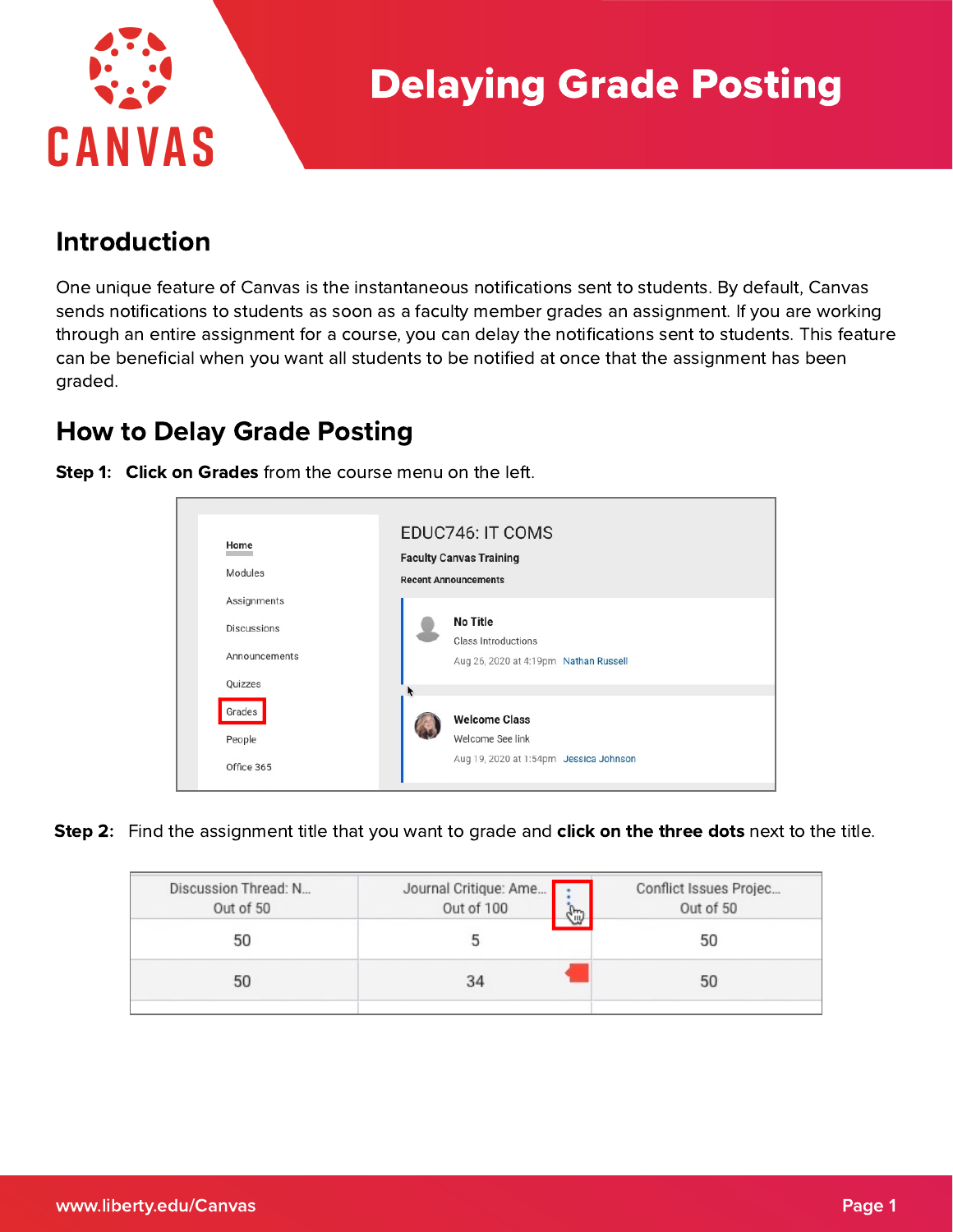# Delaying Grade Posting

## Introduction

One unique feature of Canvas is the instantaneous notifications sent to students. By default, Canvas sends notifications to students as soon as a faculty member grades an assignment. If you are working through an entire assignment for a course, you can delay the notifications sent to students. This feature can be beneficial when you want all students to be notified at once that the assignment has been graded.

## How to Delay Grade Posting

**Step 1:** **Click on Grades** from the course menu on the left.

**Step 2:** Find the assignment title that you want to grade and **click on the three dots** next to the title.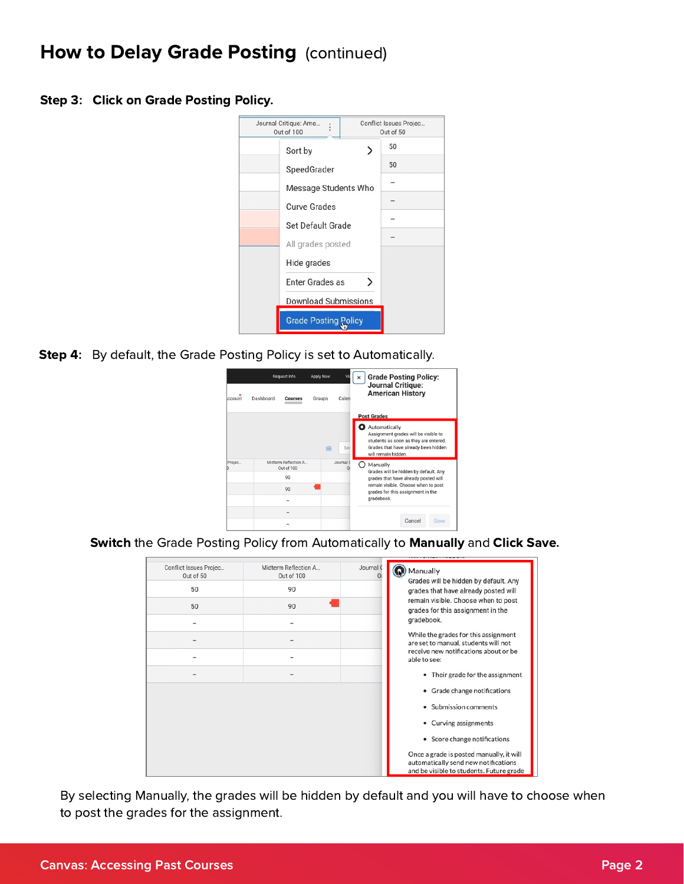## How to Delay Grade Posting (continued)

**Step 3:** **Click on Grade Posting Policy.**

**Step 4:** By default, the Grade Posting Policy is set to Automatically.

**Switch** the Grade Posting Policy from Automatically to **Manually** and **Click Save.**

By selecting Manually, the grades will be hidden by default and you will have to choose when to post the grades for the assignment.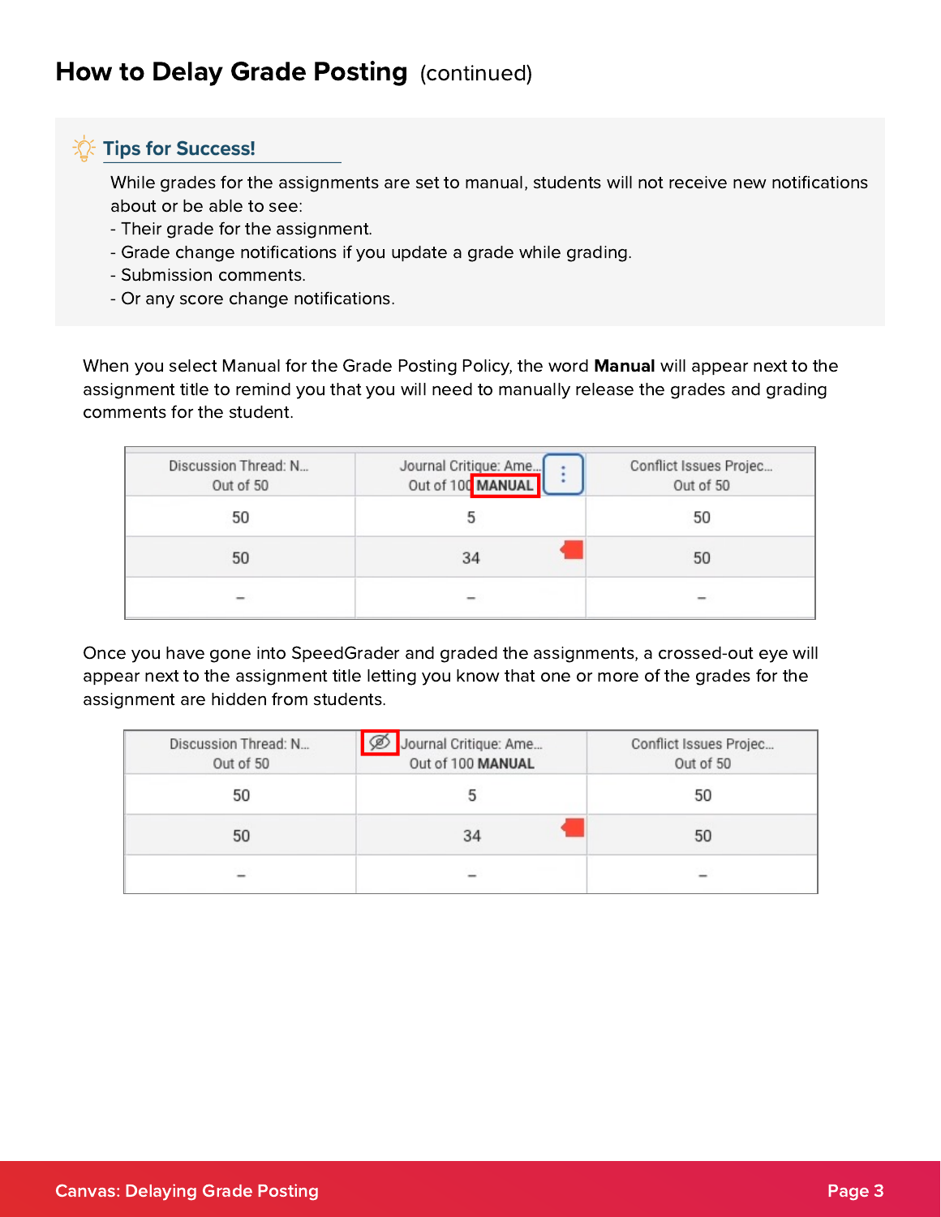## How to Delay Grade Posting (continued)

**Tips for Success!**

While grades for the assignments are set to manual, students will not receive new notifications about or be able to see:
- Their grade for the assignment.
- Grade change notifications if you update a grade while grading.
- Submission comments.
- Or any score change notifications.

When you select Manual for the Grade Posting Policy, the word **Manual** will appear next to the assignment title to remind you that you will need to manually release the grades and grading comments for the student.

| Discussion Thread: N... Out of 50 | Journal Critique: Ame... Out of 100 MANUAL | Conflict Issues Projec... Out of 50 |
|---|---|---|
| 50 | 5 | 50 |
| 50 | 34 | 50 |
| – | – | – |

Once you have gone into SpeedGrader and graded the assignments, a crossed-out eye will appear next to the assignment title letting you know that one or more of the grades for the assignment are hidden from students.

| Discussion Thread: N... Out of 50 | Journal Critique: Ame... Out of 100 MANUAL | Conflict Issues Projec... Out of 50 |
|---|---|---|
| 50 | 5 | 50 |
| 50 | 34 | 50 |
| – | – | – |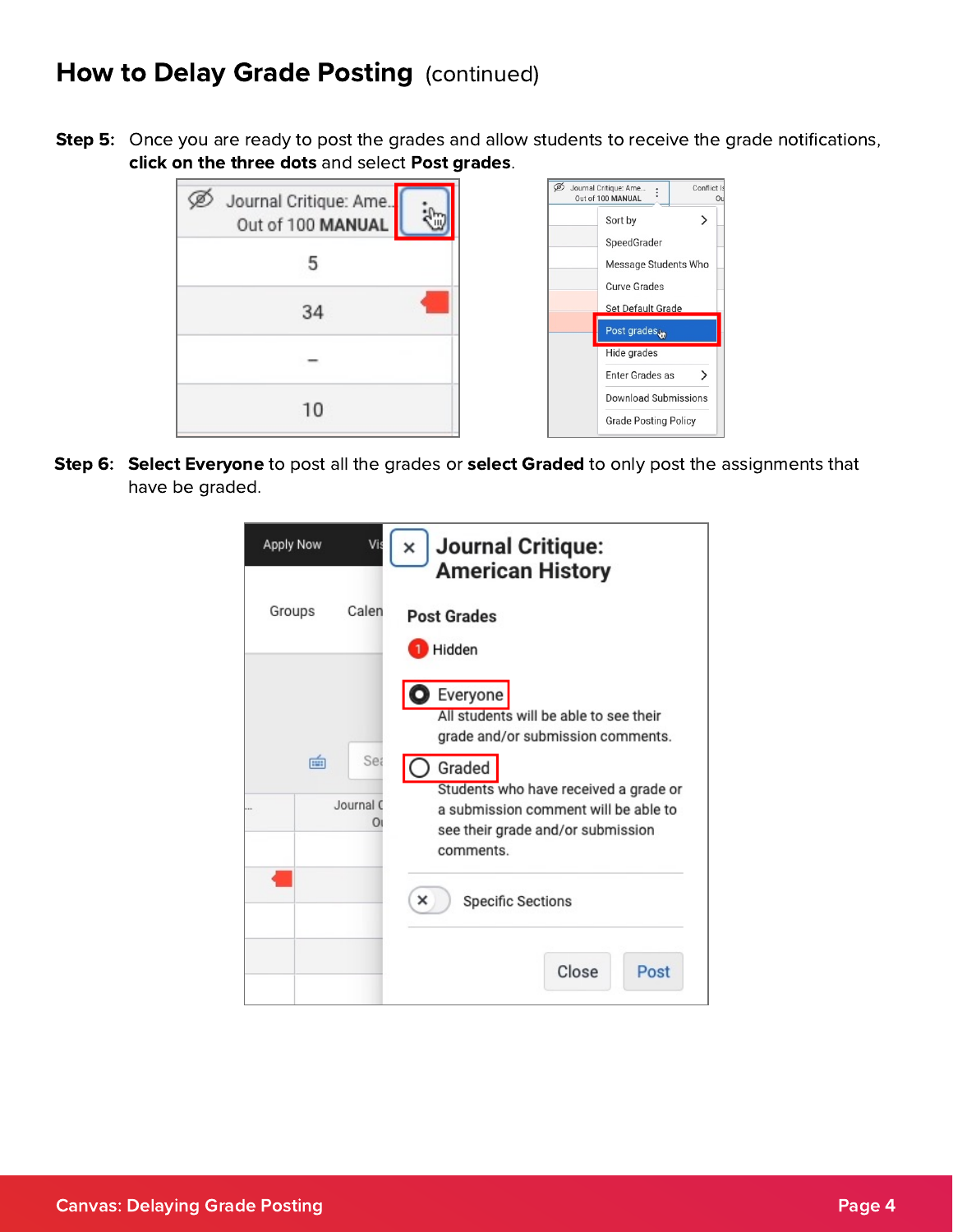## How to Delay Grade Posting (continued)

**Step 5:** Once you are ready to post the grades and allow students to receive the grade notifications, **click on the three dots** and select **Post grades**.

**Step 6:** **Select Everyone** to post all the grades or **select Graded** to only post the assignments that have be graded.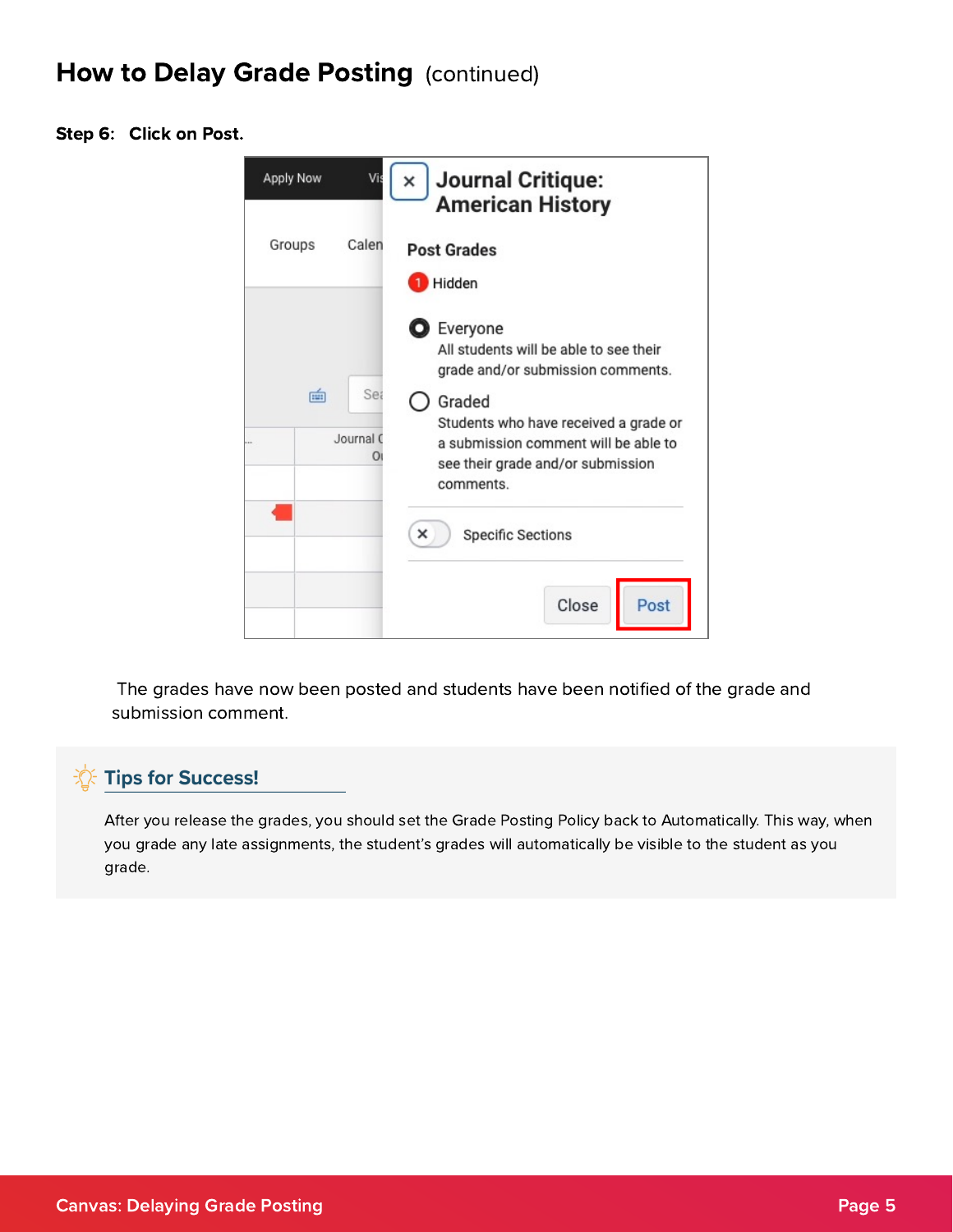## How to Delay Grade Posting (continued)

**Step 6: Click on Post.**

The grades have now been posted and students have been notified of the grade and submission comment.

### Tips for Success!

After you release the grades, you should set the Grade Posting Policy back to Automatically. This way, when you grade any late assignments, the student's grades will automatically be visible to the student as you grade.